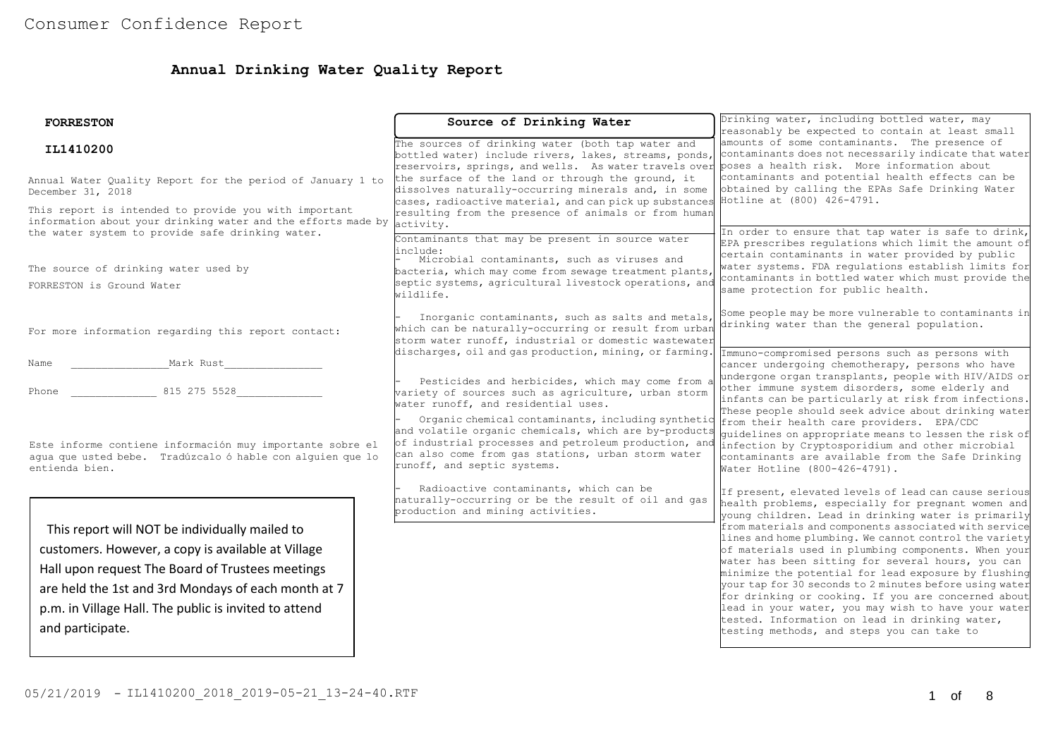# Annual Drinking Water Quality Report

**FORRESTON**

**IL1410200**

Annual Water Quality Report for the period of January 1 to December 31, 2018

This report is intended to provide you with important information about your drinking water and the efforts made by the water system to provide safe drinking water.

The source of drinking water used by

FORRESTON is Ground Water

For more information regarding this report contact:

Name \_\_\_\_\_\_\_\_\_\_\_\_\_\_\_Mark Rust\_\_\_\_\_\_\_\_\_\_\_\_\_\_\_

Phone \_\_\_\_\_\_\_\_\_\_\_\_\_ 815 275 5528\_\_\_\_\_\_\_\_\_\_\_\_\_

Este informe contiene información muy importante sobre el agua que usted bebe. Tradúzcalo ó hable con alguien que lo entienda bien.

This report will NOT be individually mailed to customers. However, a copy is available at Village Hall upon request The Board of Trustees meetings are held the 1st and 3rd Mondays of each month at 7 p.m. in Village Hall. The public is invited to attend and participate.

## Source of Drinking Water

The sources of drinking water (both tap water and bottled water) include rivers, lakes, streams, ponds, reservoirs, springs, and wells. As water travels over the surface of the land or through the ground, it dissolves naturally-occurring minerals and, in some cases, radioactive material, and can pick up substances resulting from the presence of animals or from human activity.

Contaminants that may be present in source water include:

- Microbial contaminants, such as viruses and bacteria, which may come from sewage treatment plants, septic systems, agricultural livestock operations, and wildlife.
- Inorganic contaminants, such as salts and metals, which can be naturally-occurring or result from urban storm water runoff, industrial or domestic wastewater discharges, oil and gas production, mining, or farming.
- Pesticides and herbicides, which may come from a variety of sources such as agriculture, urban storm water runoff, and residential uses.
- Organic chemical contaminants, including synthetic and volatile organic chemicals, which are by-products of industrial processes and petroleum production, and can also come from gas stations, urban storm water runoff, and septic systems.
- Radioactive contaminants, which can be naturally-occurring or be the result of oil and gas production and mining activities.

Drinking water, including bottled water, may reasonably be expected to contain at least small amounts of some contaminants. The presence of contaminants does not necessarily indicate that water poses a health risk. More information about contaminants and potential health effects can be obtained by calling the EPAs Safe Drinking Water Hotline at (800) 426-4791.

In order to ensure that tap water is safe to drink, EPA prescribes regulations which limit the amount of certain contaminants in water provided by public water systems. FDA regulations establish limits for contaminants in bottled water which must provide the same protection for public health.

Some people may be more vulnerable to contaminants in drinking water than the general population.

Immuno-compromised persons such as persons with cancer undergoing chemotherapy, persons who have undergone organ transplants, people with HIV/AIDS or other immune system disorders, some elderly and infants can be particularly at risk from infections. These people should seek advice about drinking water from their health care providers. EPA/CDC guidelines on appropriate means to lessen the risk of infection by Cryptosporidium and other microbial contaminants are available from the Safe Drinking Water Hotline (800-426-4791).

If present, elevated levels of lead can cause serious health problems, especially for pregnant women and young children. Lead in drinking water is primarily from materials and components associated with service lines and home plumbing. We cannot control the variety of materials used in plumbing components. When your water has been sitting for several hours, you can minimize the potential for lead exposure by flushing your tap for 30 seconds to 2 minutes before using water for drinking or cooking. If you are concerned about lead in your water, you may wish to have your water tested. Information on lead in drinking water, testing methods, and steps you can take to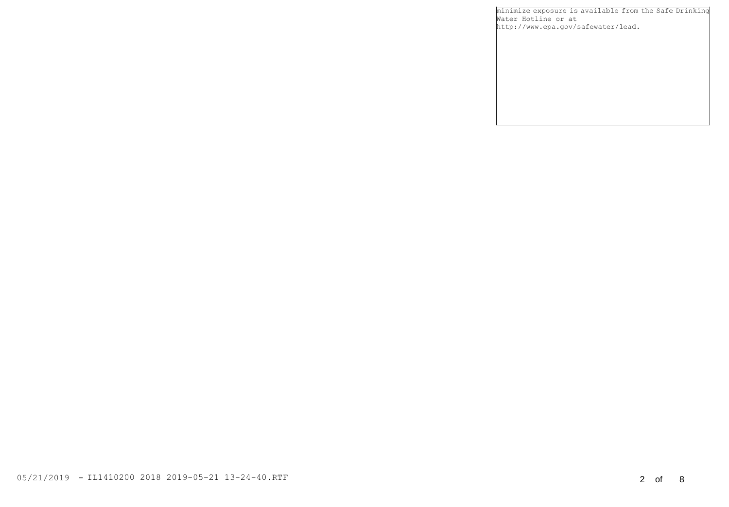minimize exposure is available from the Safe Drinking Water Hotline or at http://www.epa.gov/safewater/lead.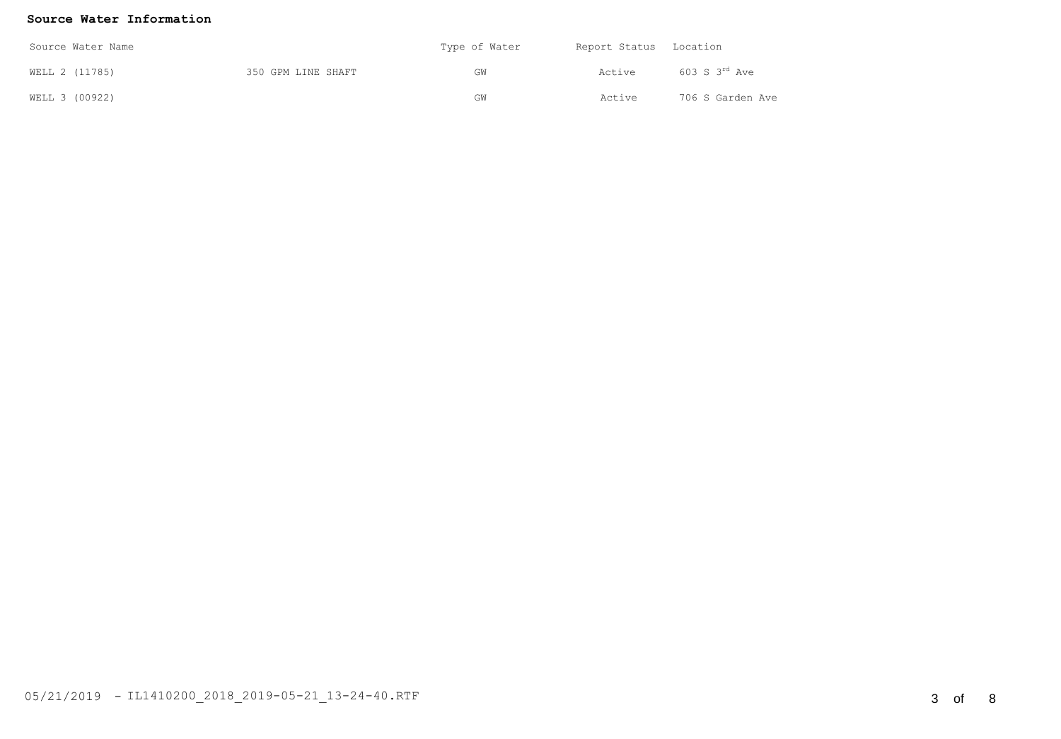**Source Water Information**

| Source Water Name | | Type of Water | Report Status | Location |
|---|---|---|---|---|
| WELL 2 (11785) | 350 GPM LINE SHAFT | GW | Active | 603 S 3rd Ave |
| WELL 3 (00922) | | GW | Active | 706 S Garden Ave |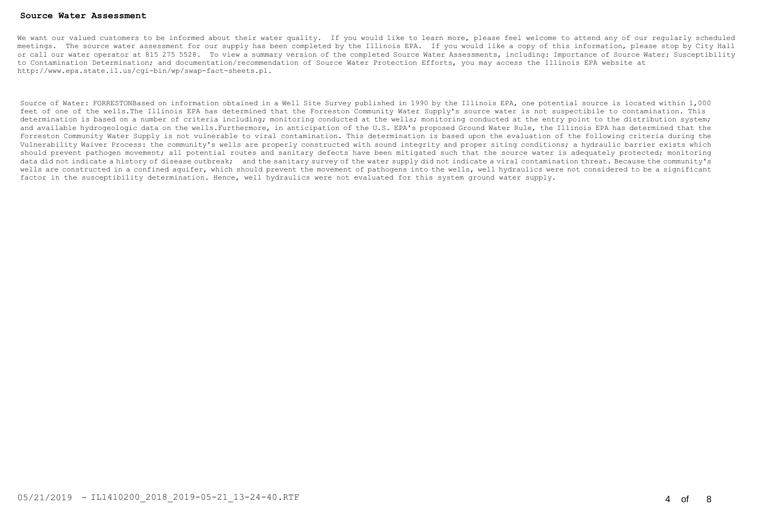## Source Water Assessment

We want our valued customers to be informed about their water quality. If you would like to learn more, please feel welcome to attend any of our regularly scheduled meetings. The source water assessment for our supply has been completed by the Illinois EPA. If you would like a copy of this information, please stop by City Hall or call our water operator at 815 275 5528. To view a summary version of the completed Source Water Assessments, including: Importance of Source Water; Susceptibility to Contamination Determination; and documentation/recommendation of Source Water Protection Efforts, you may access the Illinois EPA website at http://www.epa.state.il.us/cgi-bin/wp/swap-fact-sheets.pl.

Source of Water: FORRESTONBased on information obtained in a Well Site Survey published in 1990 by the Illinois EPA, one potential source is located within 1,000 feet of one of the wells.The Illinois EPA has determined that the Forreston Community Water Supply's source water is not suspectibile to contamination. This determination is based on a number of criteria including; monitoring conducted at the wells; monitoring conducted at the entry point to the distribution system; and available hydrogeologic data on the wells.Furthermore, in anticipation of the U.S. EPA's proposed Ground Water Rule, the Illinois EPA has determined that the Forreston Community Water Supply is not vulnerable to viral contamination. This determination is based upon the evaluation of the following criteria during the Vulnerability Waiver Process: the community's wells are properly constructed with sound integrity and proper siting conditions; a hydraulic barrier exists which should prevent pathogen movement; all potential routes and sanitary defects have been mitigated such that the source water is adequately protected; monitoring data did not indicate a history of disease outbreak; and the sanitary survey of the water supply did not indicate a viral contamination threat. Because the community's wells are constructed in a confined aquifer, which should prevent the movement of pathogens into the wells, well hydraulics were not considered to be a significant factor in the susceptibility determination. Hence, well hydraulics were not evaluated for this system ground water supply.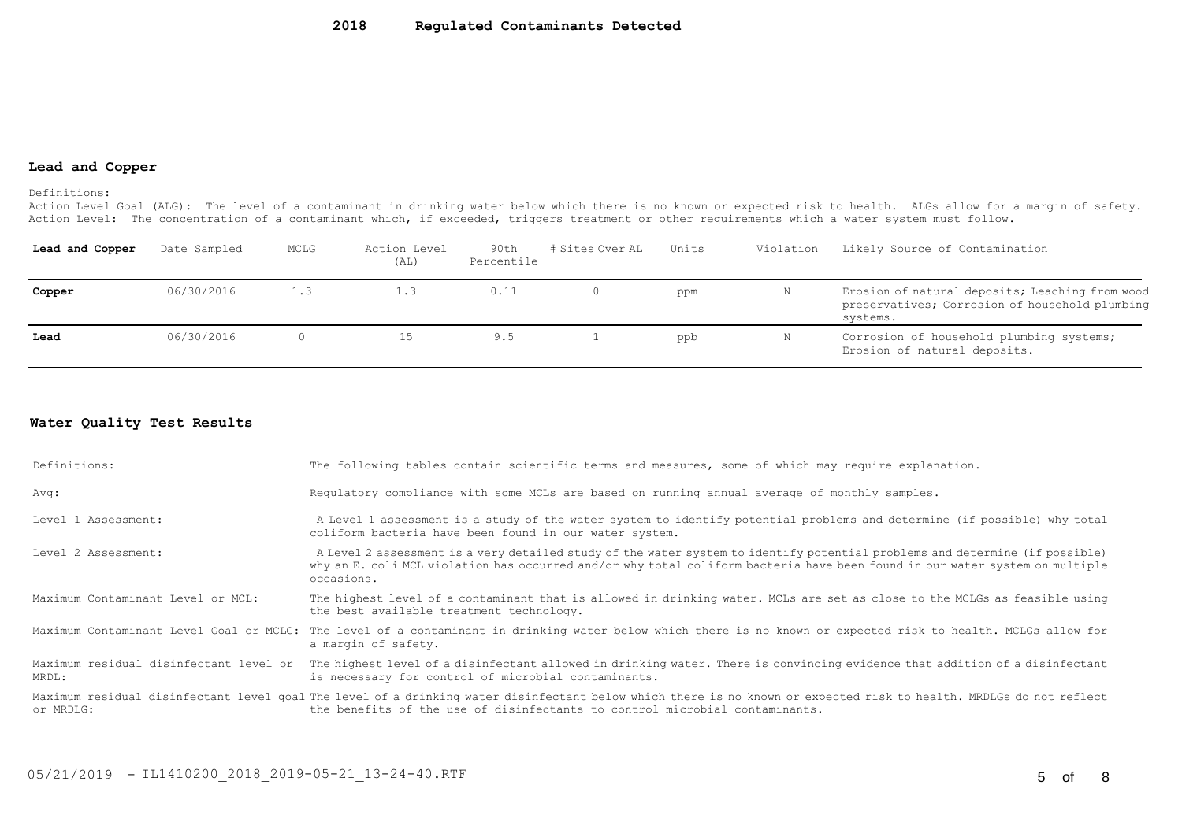# 2018 Regulated Contaminants Detected

## Lead and Copper

Definitions:
Action Level Goal (ALG): The level of a contaminant in drinking water below which there is no known or expected risk to health. ALGs allow for a margin of safety.
Action Level: The concentration of a contaminant which, if exceeded, triggers treatment or other requirements which a water system must follow.

| Lead and Copper | Date Sampled | MCLG | Action Level (AL) | 90th Percentile | # Sites Over AL | Units | Violation | Likely Source of Contamination |
|---|---|---|---|---|---|---|---|---|
| **Copper** | 06/30/2016 | 1.3 | 1.3 | 0.11 | 0 | ppm | N | Erosion of natural deposits; Leaching from wood preservatives; Corrosion of household plumbing systems. |
| **Lead** | 06/30/2016 | 0 | 15 | 9.5 | 1 | ppb | N | Corrosion of household plumbing systems; Erosion of natural deposits. |

## Water Quality Test Results

| | |
|---|---|
| Definitions: | The following tables contain scientific terms and measures, some of which may require explanation. |
| Avg: | Regulatory compliance with some MCLs are based on running annual average of monthly samples. |
| Level 1 Assessment: | A Level 1 assessment is a study of the water system to identify potential problems and determine (if possible) why total coliform bacteria have been found in our water system. |
| Level 2 Assessment: | A Level 2 assessment is a very detailed study of the water system to identify potential problems and determine (if possible) why an E. coli MCL violation has occurred and/or why total coliform bacteria have been found in our water system on multiple occasions. |
| Maximum Contaminant Level or MCL: | The highest level of a contaminant that is allowed in drinking water. MCLs are set as close to the MCLGs as feasible using the best available treatment technology. |
| Maximum Contaminant Level Goal or MCLG: | The level of a contaminant in drinking water below which there is no known or expected risk to health. MCLGs allow for a margin of safety. |
| Maximum residual disinfectant level or MRDL: | The highest level of a disinfectant allowed in drinking water. There is convincing evidence that addition of a disinfectant is necessary for control of microbial contaminants. |
| Maximum residual disinfectant level goal or MRDLG: | The level of a drinking water disinfectant below which there is no known or expected risk to health. MRDLGs do not reflect the benefits of the use of disinfectants to control microbial contaminants. |

05/21/2019 - IL1410200_2018_2019-05-21_13-24-40.RTF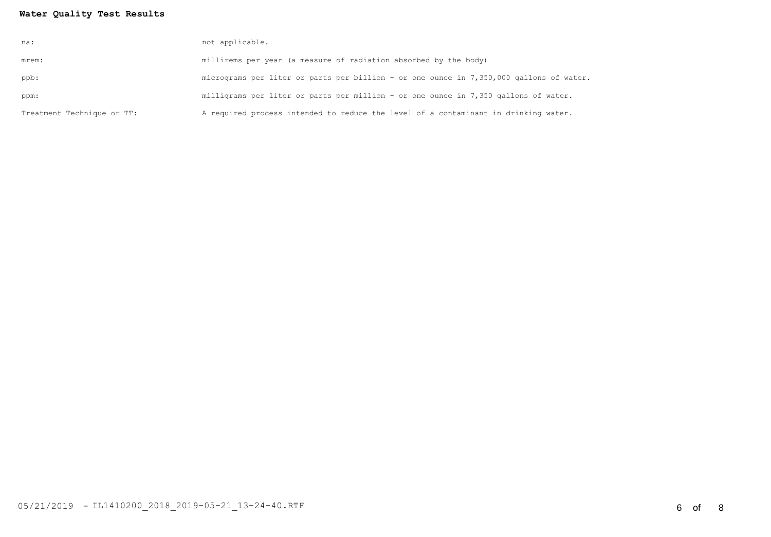**Water Quality Test Results**

| | |
|---|---|
| na: | not applicable. |
| mrem: | millirems per year (a measure of radiation absorbed by the body) |
| ppb: | micrograms per liter or parts per billion - or one ounce in 7,350,000 gallons of water. |
| ppm: | milligrams per liter or parts per million - or one ounce in 7,350 gallons of water. |
| Treatment Technique or TT: | A required process intended to reduce the level of a contaminant in drinking water. |

05/21/2019 - IL1410200_2018_2019-05-21_13-24-40.RTF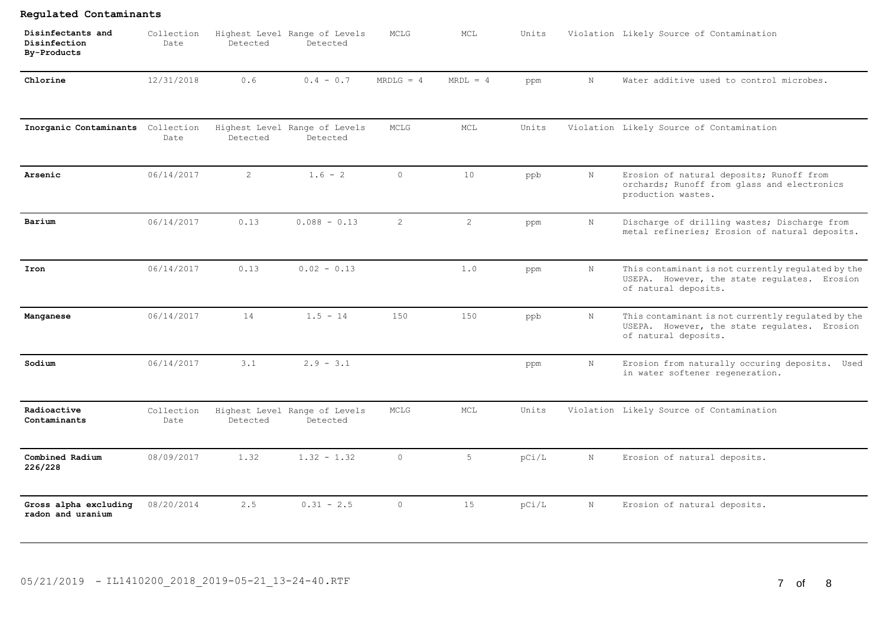## Regulated Contaminants

| Disinfectants and Disinfection By-Products | Collection Date | Highest Level Detected | Range of Levels Detected | MCLG | MCL | Units | Violation | Likely Source of Contamination |
|---|---|---|---|---|---|---|---|---|
| **Chlorine** | 12/31/2018 | 0.6 | 0.4 - 0.7 | MRDLG = 4 | MRDL = 4 | ppm | N | Water additive used to control microbes. |

| Inorganic Contaminants | Collection Date | Highest Level Detected | Range of Levels Detected | MCLG | MCL | Units | Violation | Likely Source of Contamination |
|---|---|---|---|---|---|---|---|---|
| **Arsenic** | 06/14/2017 | 2 | 1.6 - 2 | 0 | 10 | ppb | N | Erosion of natural deposits; Runoff from orchards; Runoff from glass and electronics production wastes. |
| **Barium** | 06/14/2017 | 0.13 | 0.088 - 0.13 | 2 | 2 | ppm | N | Discharge of drilling wastes; Discharge from metal refineries; Erosion of natural deposits. |
| **Iron** | 06/14/2017 | 0.13 | 0.02 - 0.13 | | 1.0 | ppm | N | This contaminant is not currently regulated by the USEPA. However, the state regulates. Erosion of natural deposits. |
| **Manganese** | 06/14/2017 | 14 | 1.5 - 14 | 150 | 150 | ppb | N | This contaminant is not currently regulated by the USEPA. However, the state regulates. Erosion of natural deposits. |
| **Sodium** | 06/14/2017 | 3.1 | 2.9 - 3.1 | | | ppm | N | Erosion from naturally occuring deposits. Used in water softener regeneration. |

| Radioactive Contaminants | Collection Date | Highest Level Detected | Range of Levels Detected | MCLG | MCL | Units | Violation | Likely Source of Contamination |
|---|---|---|---|---|---|---|---|---|
| **Combined Radium 226/228** | 08/09/2017 | 1.32 | 1.32 - 1.32 | 0 | 5 | pCi/L | N | Erosion of natural deposits. |
| **Gross alpha excluding radon and uranium** | 08/20/2014 | 2.5 | 0.31 - 2.5 | 0 | 15 | pCi/L | N | Erosion of natural deposits. |